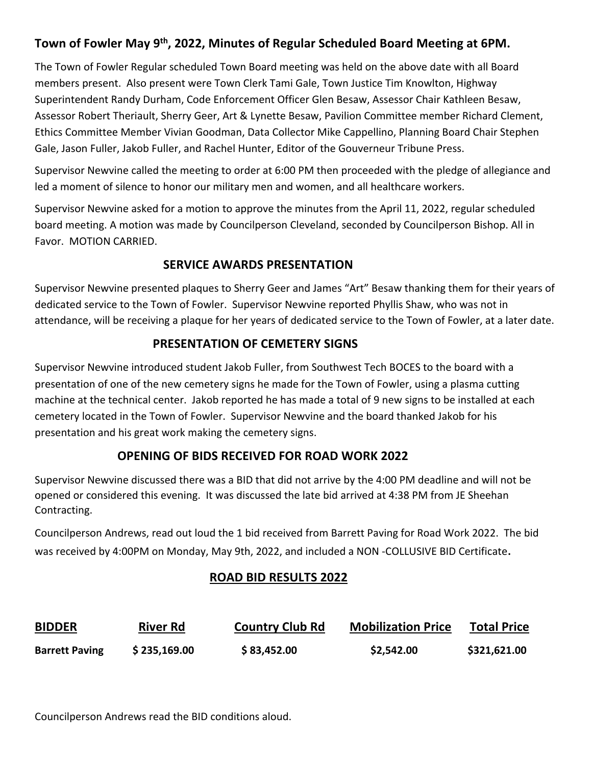# Town of Fowler May 9th, 2022, Minutes of Regular Scheduled Board Meeting at 6PM.

The Town of Fowler Regular scheduled Town Board meeting was held on the above date with all Board members present. Also present were Town Clerk Tami Gale, Town Justice Tim Knowlton, Highway Superintendent Randy Durham, Code Enforcement Officer Glen Besaw, Assessor Chair Kathleen Besaw, Assessor Robert Theriault, Sherry Geer, Art & Lynette Besaw, Pavilion Committee member Richard Clement, Ethics Committee Member Vivian Goodman, Data Collector Mike Cappellino, Planning Board Chair Stephen Gale, Jason Fuller, Jakob Fuller, and Rachel Hunter, Editor of the Gouverneur Tribune Press.

Supervisor Newvine called the meeting to order at 6:00 PM then proceeded with the pledge of allegiance and led a moment of silence to honor our military men and women, and all healthcare workers.

Supervisor Newvine asked for a motion to approve the minutes from the April 11, 2022, regular scheduled board meeting. A motion was made by Councilperson Cleveland, seconded by Councilperson Bishop. All in Favor. MOTION CARRIED.

## SERVICE AWARDS PRESENTATION

Supervisor Newvine presented plaques to Sherry Geer and James "Art" Besaw thanking them for their years of dedicated service to the Town of Fowler. Supervisor Newvine reported Phyllis Shaw, who was not in attendance, will be receiving a plaque for her years of dedicated service to the Town of Fowler, at a later date.

## PRESENTATION OF CEMETERY SIGNS

Supervisor Newvine introduced student Jakob Fuller, from Southwest Tech BOCES to the board with a presentation of one of the new cemetery signs he made for the Town of Fowler, using a plasma cutting machine at the technical center. Jakob reported he has made a total of 9 new signs to be installed at each cemetery located in the Town of Fowler. Supervisor Newvine and the board thanked Jakob for his presentation and his great work making the cemetery signs.

## OPENING OF BIDS RECEIVED FOR ROAD WORK 2022

Supervisor Newvine discussed there was a BID that did not arrive by the 4:00 PM deadline and will not be opened or considered this evening. It was discussed the late bid arrived at 4:38 PM from JE Sheehan Contracting.

Councilperson Andrews, read out loud the 1 bid received from Barrett Paving for Road Work 2022. The bid was received by 4:00PM on Monday, May 9th, 2022, and included a NON -COLLUSIVE BID Certificate**.**

## ROAD BID RESULTS 2022

| BIDDER | River Rd | Country Club Rd | Mobilization Price | Total Price |
|---|---|---|---|---|
| **Barrett Paving** | **$ 235,169.00** | **$ 83,452.00** | **$2,542.00** | **$321,621.00** |

Councilperson Andrews read the BID conditions aloud.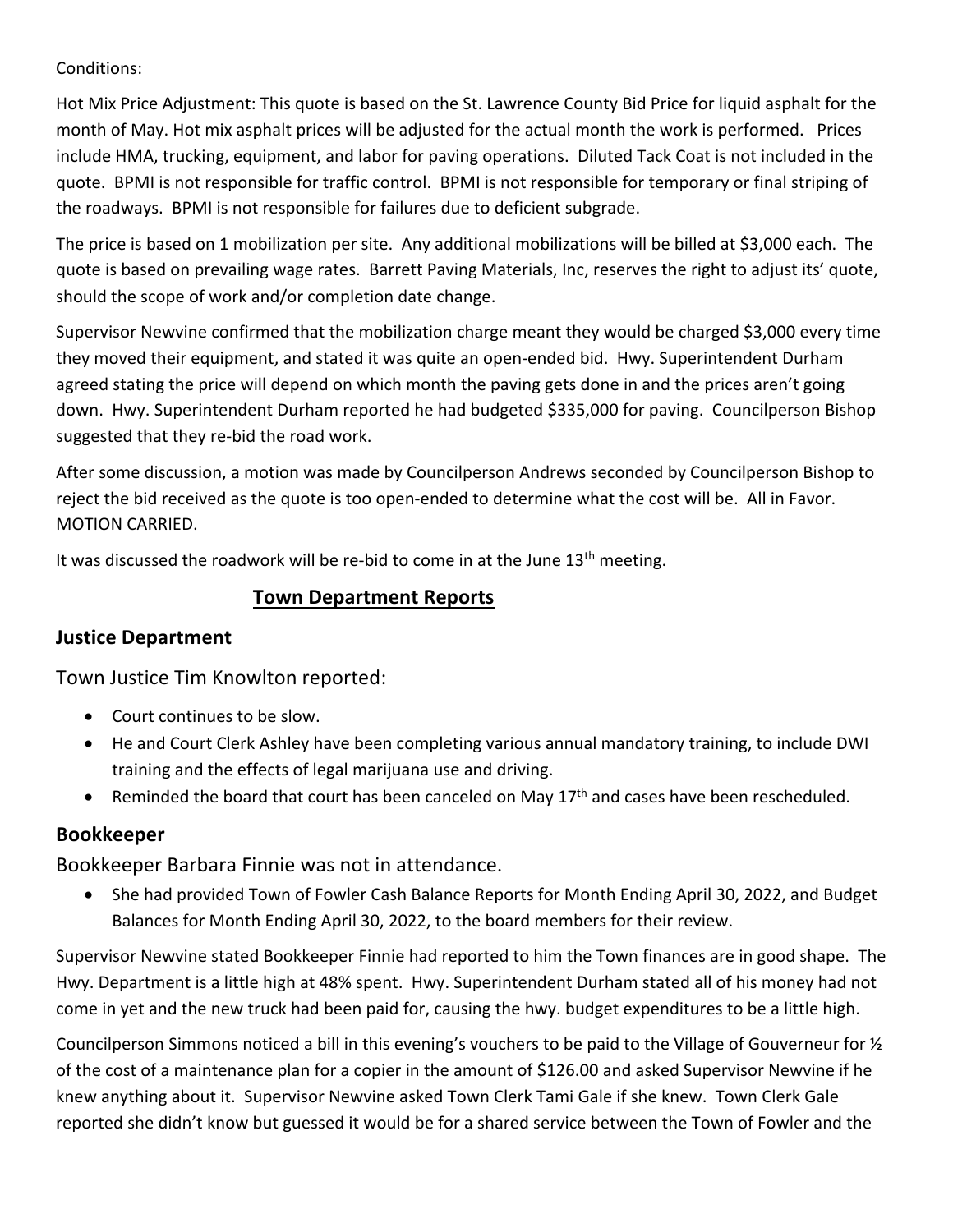Conditions:

Hot Mix Price Adjustment: This quote is based on the St. Lawrence County Bid Price for liquid asphalt for the month of May. Hot mix asphalt prices will be adjusted for the actual month the work is performed. Prices include HMA, trucking, equipment, and labor for paving operations. Diluted Tack Coat is not included in the quote. BPMI is not responsible for traffic control. BPMI is not responsible for temporary or final striping of the roadways. BPMI is not responsible for failures due to deficient subgrade.

The price is based on 1 mobilization per site. Any additional mobilizations will be billed at $3,000 each. The quote is based on prevailing wage rates. Barrett Paving Materials, Inc, reserves the right to adjust its' quote, should the scope of work and/or completion date change.

Supervisor Newvine confirmed that the mobilization charge meant they would be charged $3,000 every time they moved their equipment, and stated it was quite an open-ended bid. Hwy. Superintendent Durham agreed stating the price will depend on which month the paving gets done in and the prices aren't going down. Hwy. Superintendent Durham reported he had budgeted $335,000 for paving. Councilperson Bishop suggested that they re-bid the road work.

After some discussion, a motion was made by Councilperson Andrews seconded by Councilperson Bishop to reject the bid received as the quote is too open-ended to determine what the cost will be. All in Favor. MOTION CARRIED.

It was discussed the roadwork will be re-bid to come in at the June 13th meeting.

## Town Department Reports

### Justice Department

Town Justice Tim Knowlton reported:

- Court continues to be slow.
- He and Court Clerk Ashley have been completing various annual mandatory training, to include DWI training and the effects of legal marijuana use and driving.
- Reminded the board that court has been canceled on May 17th and cases have been rescheduled.

### Bookkeeper

Bookkeeper Barbara Finnie was not in attendance.

- She had provided Town of Fowler Cash Balance Reports for Month Ending April 30, 2022, and Budget Balances for Month Ending April 30, 2022, to the board members for their review.

Supervisor Newvine stated Bookkeeper Finnie had reported to him the Town finances are in good shape. The Hwy. Department is a little high at 48% spent. Hwy. Superintendent Durham stated all of his money had not come in yet and the new truck had been paid for, causing the hwy. budget expenditures to be a little high.

Councilperson Simmons noticed a bill in this evening's vouchers to be paid to the Village of Gouverneur for ½ of the cost of a maintenance plan for a copier in the amount of $126.00 and asked Supervisor Newvine if he knew anything about it. Supervisor Newvine asked Town Clerk Tami Gale if she knew. Town Clerk Gale reported she didn't know but guessed it would be for a shared service between the Town of Fowler and the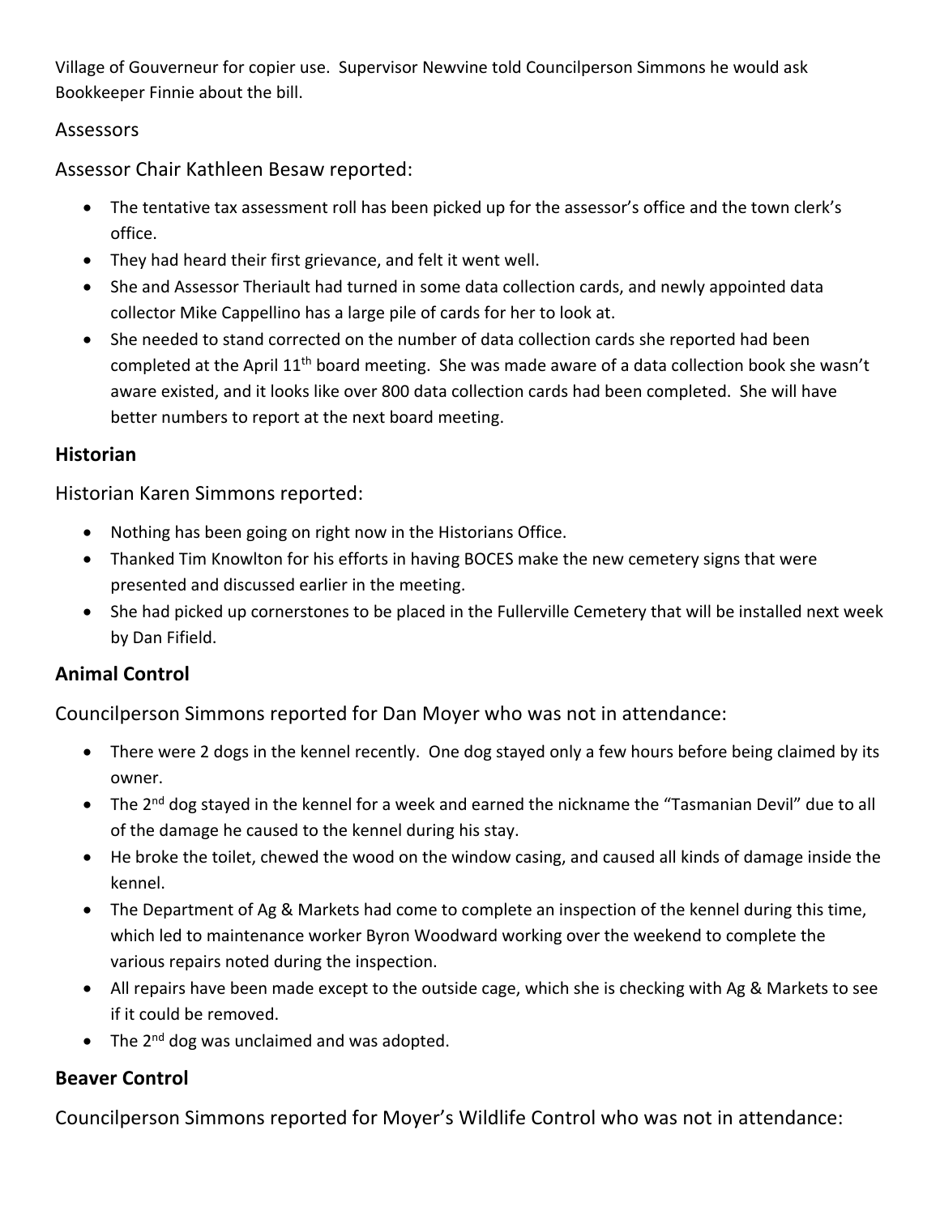Village of Gouverneur for copier use. Supervisor Newvine told Councilperson Simmons he would ask Bookkeeper Finnie about the bill.

## Assessors

Assessor Chair Kathleen Besaw reported:

- The tentative tax assessment roll has been picked up for the assessor's office and the town clerk's office.
- They had heard their first grievance, and felt it went well.
- She and Assessor Theriault had turned in some data collection cards, and newly appointed data collector Mike Cappellino has a large pile of cards for her to look at.
- She needed to stand corrected on the number of data collection cards she reported had been completed at the April 11th board meeting. She was made aware of a data collection book she wasn't aware existed, and it looks like over 800 data collection cards had been completed. She will have better numbers to report at the next board meeting.

## Historian

Historian Karen Simmons reported:

- Nothing has been going on right now in the Historians Office.
- Thanked Tim Knowlton for his efforts in having BOCES make the new cemetery signs that were presented and discussed earlier in the meeting.
- She had picked up cornerstones to be placed in the Fullerville Cemetery that will be installed next week by Dan Fifield.

## Animal Control

Councilperson Simmons reported for Dan Moyer who was not in attendance:

- There were 2 dogs in the kennel recently. One dog stayed only a few hours before being claimed by its owner.
- The 2nd dog stayed in the kennel for a week and earned the nickname the "Tasmanian Devil" due to all of the damage he caused to the kennel during his stay.
- He broke the toilet, chewed the wood on the window casing, and caused all kinds of damage inside the kennel.
- The Department of Ag & Markets had come to complete an inspection of the kennel during this time, which led to maintenance worker Byron Woodward working over the weekend to complete the various repairs noted during the inspection.
- All repairs have been made except to the outside cage, which she is checking with Ag & Markets to see if it could be removed.
- The 2nd dog was unclaimed and was adopted.

## Beaver Control

Councilperson Simmons reported for Moyer's Wildlife Control who was not in attendance: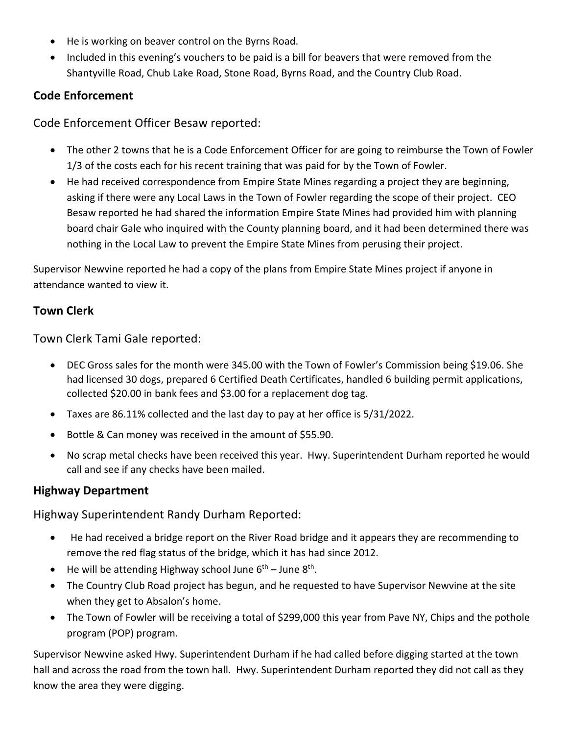- He is working on beaver control on the Byrns Road.
- Included in this evening's vouchers to be paid is a bill for beavers that were removed from the Shantyville Road, Chub Lake Road, Stone Road, Byrns Road, and the Country Club Road.

## Code Enforcement

Code Enforcement Officer Besaw reported:

- The other 2 towns that he is a Code Enforcement Officer for are going to reimburse the Town of Fowler 1/3 of the costs each for his recent training that was paid for by the Town of Fowler.
- He had received correspondence from Empire State Mines regarding a project they are beginning, asking if there were any Local Laws in the Town of Fowler regarding the scope of their project. CEO Besaw reported he had shared the information Empire State Mines had provided him with planning board chair Gale who inquired with the County planning board, and it had been determined there was nothing in the Local Law to prevent the Empire State Mines from perusing their project.

Supervisor Newvine reported he had a copy of the plans from Empire State Mines project if anyone in attendance wanted to view it.

## Town Clerk

Town Clerk Tami Gale reported:

- DEC Gross sales for the month were 345.00 with the Town of Fowler's Commission being $19.06. She had licensed 30 dogs, prepared 6 Certified Death Certificates, handled 6 building permit applications, collected $20.00 in bank fees and $3.00 for a replacement dog tag.
- Taxes are 86.11% collected and the last day to pay at her office is 5/31/2022.
- Bottle & Can money was received in the amount of $55.90.
- No scrap metal checks have been received this year. Hwy. Superintendent Durham reported he would call and see if any checks have been mailed.

## Highway Department

Highway Superintendent Randy Durham Reported:

- He had received a bridge report on the River Road bridge and it appears they are recommending to remove the red flag status of the bridge, which it has had since 2012.
- He will be attending Highway school June 6th – June 8th.
- The Country Club Road project has begun, and he requested to have Supervisor Newvine at the site when they get to Absalon's home.
- The Town of Fowler will be receiving a total of $299,000 this year from Pave NY, Chips and the pothole program (POP) program.

Supervisor Newvine asked Hwy. Superintendent Durham if he had called before digging started at the town hall and across the road from the town hall. Hwy. Superintendent Durham reported they did not call as they know the area they were digging.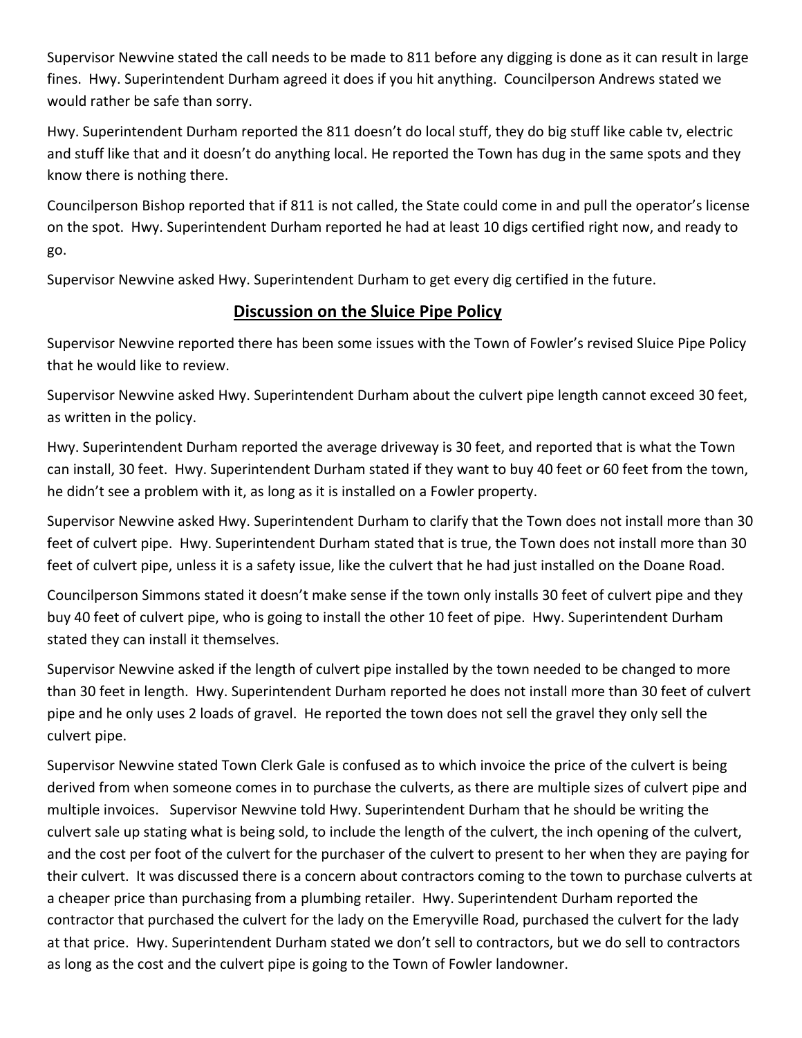Supervisor Newvine stated the call needs to be made to 811 before any digging is done as it can result in large fines. Hwy. Superintendent Durham agreed it does if you hit anything. Councilperson Andrews stated we would rather be safe than sorry.

Hwy. Superintendent Durham reported the 811 doesn't do local stuff, they do big stuff like cable tv, electric and stuff like that and it doesn't do anything local. He reported the Town has dug in the same spots and they know there is nothing there.

Councilperson Bishop reported that if 811 is not called, the State could come in and pull the operator's license on the spot. Hwy. Superintendent Durham reported he had at least 10 digs certified right now, and ready to go.

Supervisor Newvine asked Hwy. Superintendent Durham to get every dig certified in the future.

## Discussion on the Sluice Pipe Policy

Supervisor Newvine reported there has been some issues with the Town of Fowler's revised Sluice Pipe Policy that he would like to review.

Supervisor Newvine asked Hwy. Superintendent Durham about the culvert pipe length cannot exceed 30 feet, as written in the policy.

Hwy. Superintendent Durham reported the average driveway is 30 feet, and reported that is what the Town can install, 30 feet. Hwy. Superintendent Durham stated if they want to buy 40 feet or 60 feet from the town, he didn't see a problem with it, as long as it is installed on a Fowler property.

Supervisor Newvine asked Hwy. Superintendent Durham to clarify that the Town does not install more than 30 feet of culvert pipe. Hwy. Superintendent Durham stated that is true, the Town does not install more than 30 feet of culvert pipe, unless it is a safety issue, like the culvert that he had just installed on the Doane Road.

Councilperson Simmons stated it doesn't make sense if the town only installs 30 feet of culvert pipe and they buy 40 feet of culvert pipe, who is going to install the other 10 feet of pipe. Hwy. Superintendent Durham stated they can install it themselves.

Supervisor Newvine asked if the length of culvert pipe installed by the town needed to be changed to more than 30 feet in length. Hwy. Superintendent Durham reported he does not install more than 30 feet of culvert pipe and he only uses 2 loads of gravel. He reported the town does not sell the gravel they only sell the culvert pipe.

Supervisor Newvine stated Town Clerk Gale is confused as to which invoice the price of the culvert is being derived from when someone comes in to purchase the culverts, as there are multiple sizes of culvert pipe and multiple invoices. Supervisor Newvine told Hwy. Superintendent Durham that he should be writing the culvert sale up stating what is being sold, to include the length of the culvert, the inch opening of the culvert, and the cost per foot of the culvert for the purchaser of the culvert to present to her when they are paying for their culvert. It was discussed there is a concern about contractors coming to the town to purchase culverts at a cheaper price than purchasing from a plumbing retailer. Hwy. Superintendent Durham reported the contractor that purchased the culvert for the lady on the Emeryville Road, purchased the culvert for the lady at that price. Hwy. Superintendent Durham stated we don't sell to contractors, but we do sell to contractors as long as the cost and the culvert pipe is going to the Town of Fowler landowner.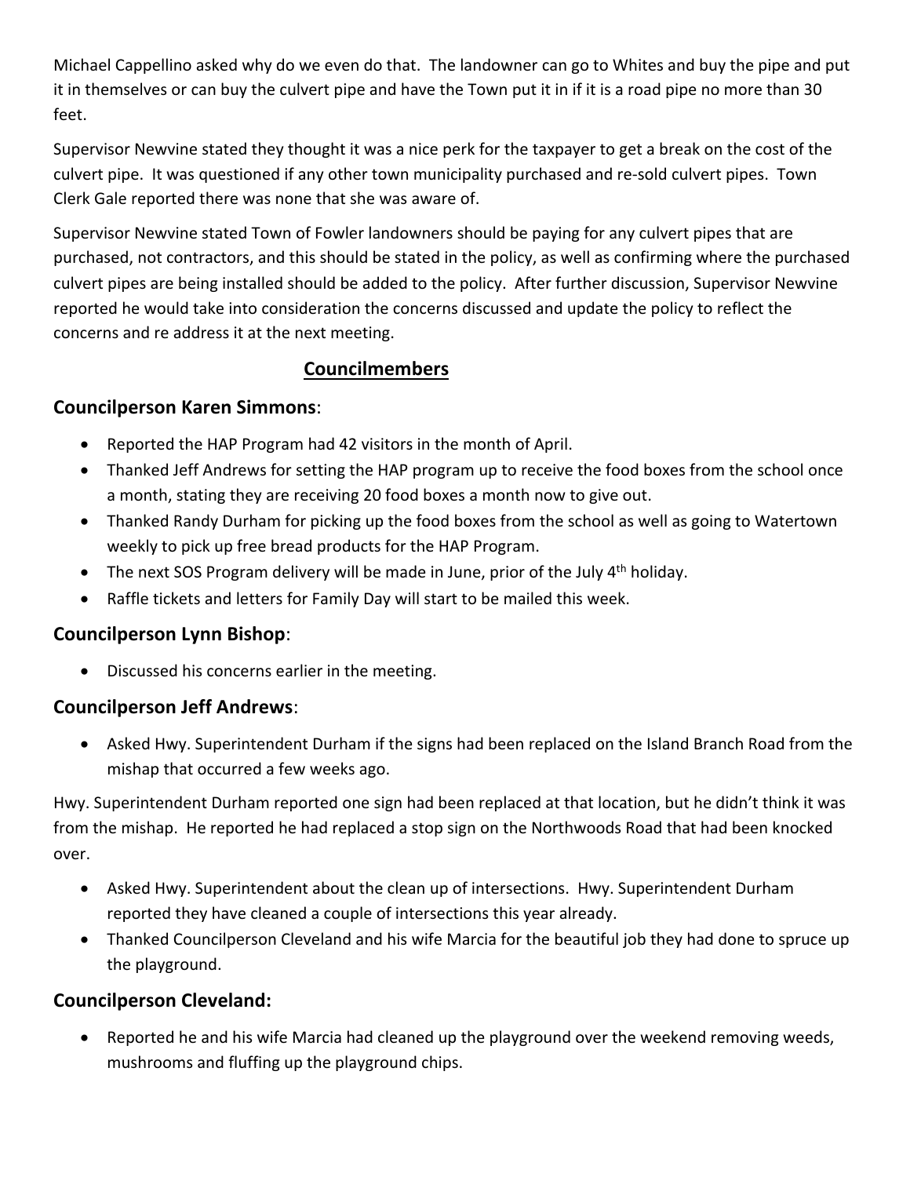Michael Cappellino asked why do we even do that. The landowner can go to Whites and buy the pipe and put it in themselves or can buy the culvert pipe and have the Town put it in if it is a road pipe no more than 30 feet.

Supervisor Newvine stated they thought it was a nice perk for the taxpayer to get a break on the cost of the culvert pipe. It was questioned if any other town municipality purchased and re-sold culvert pipes. Town Clerk Gale reported there was none that she was aware of.

Supervisor Newvine stated Town of Fowler landowners should be paying for any culvert pipes that are purchased, not contractors, and this should be stated in the policy, as well as confirming where the purchased culvert pipes are being installed should be added to the policy. After further discussion, Supervisor Newvine reported he would take into consideration the concerns discussed and update the policy to reflect the concerns and re address it at the next meeting.

## Councilmembers

### Councilperson Karen Simmons:

- Reported the HAP Program had 42 visitors in the month of April.
- Thanked Jeff Andrews for setting the HAP program up to receive the food boxes from the school once a month, stating they are receiving 20 food boxes a month now to give out.
- Thanked Randy Durham for picking up the food boxes from the school as well as going to Watertown weekly to pick up free bread products for the HAP Program.
- The next SOS Program delivery will be made in June, prior of the July 4th holiday.
- Raffle tickets and letters for Family Day will start to be mailed this week.

### Councilperson Lynn Bishop:

- Discussed his concerns earlier in the meeting.

### Councilperson Jeff Andrews:

- Asked Hwy. Superintendent Durham if the signs had been replaced on the Island Branch Road from the mishap that occurred a few weeks ago.

Hwy. Superintendent Durham reported one sign had been replaced at that location, but he didn't think it was from the mishap. He reported he had replaced a stop sign on the Northwoods Road that had been knocked over.

- Asked Hwy. Superintendent about the clean up of intersections. Hwy. Superintendent Durham reported they have cleaned a couple of intersections this year already.
- Thanked Councilperson Cleveland and his wife Marcia for the beautiful job they had done to spruce up the playground.

### Councilperson Cleveland:

- Reported he and his wife Marcia had cleaned up the playground over the weekend removing weeds, mushrooms and fluffing up the playground chips.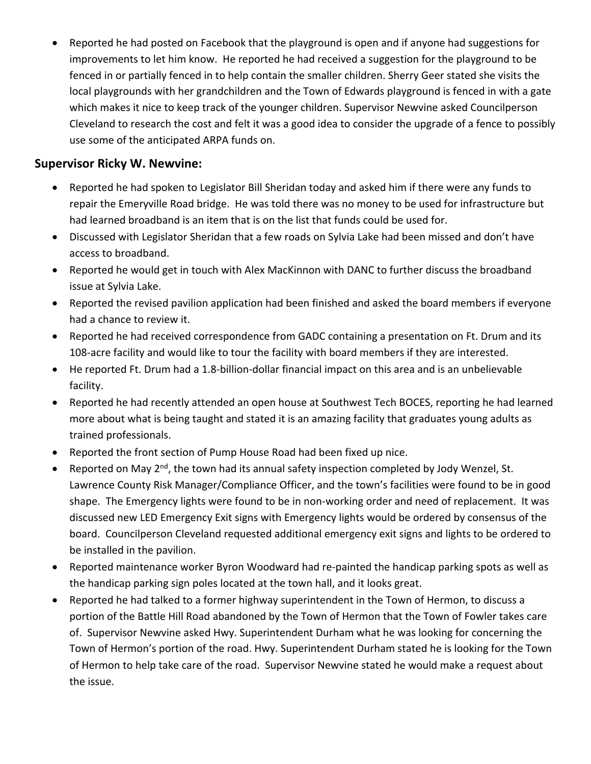- Reported he had posted on Facebook that the playground is open and if anyone had suggestions for improvements to let him know. He reported he had received a suggestion for the playground to be fenced in or partially fenced in to help contain the smaller children. Sherry Geer stated she visits the local playgrounds with her grandchildren and the Town of Edwards playground is fenced in with a gate which makes it nice to keep track of the younger children. Supervisor Newvine asked Councilperson Cleveland to research the cost and felt it was a good idea to consider the upgrade of a fence to possibly use some of the anticipated ARPA funds on.

## Supervisor Ricky W. Newvine:

- Reported he had spoken to Legislator Bill Sheridan today and asked him if there were any funds to repair the Emeryville Road bridge. He was told there was no money to be used for infrastructure but had learned broadband is an item that is on the list that funds could be used for.
- Discussed with Legislator Sheridan that a few roads on Sylvia Lake had been missed and don't have access to broadband.
- Reported he would get in touch with Alex MacKinnon with DANC to further discuss the broadband issue at Sylvia Lake.
- Reported the revised pavilion application had been finished and asked the board members if everyone had a chance to review it.
- Reported he had received correspondence from GADC containing a presentation on Ft. Drum and its 108-acre facility and would like to tour the facility with board members if they are interested.
- He reported Ft. Drum had a 1.8-billion-dollar financial impact on this area and is an unbelievable facility.
- Reported he had recently attended an open house at Southwest Tech BOCES, reporting he had learned more about what is being taught and stated it is an amazing facility that graduates young adults as trained professionals.
- Reported the front section of Pump House Road had been fixed up nice.
- Reported on May 2nd, the town had its annual safety inspection completed by Jody Wenzel, St. Lawrence County Risk Manager/Compliance Officer, and the town's facilities were found to be in good shape. The Emergency lights were found to be in non-working order and need of replacement. It was discussed new LED Emergency Exit signs with Emergency lights would be ordered by consensus of the board. Councilperson Cleveland requested additional emergency exit signs and lights to be ordered to be installed in the pavilion.
- Reported maintenance worker Byron Woodward had re-painted the handicap parking spots as well as the handicap parking sign poles located at the town hall, and it looks great.
- Reported he had talked to a former highway superintendent in the Town of Hermon, to discuss a portion of the Battle Hill Road abandoned by the Town of Hermon that the Town of Fowler takes care of. Supervisor Newvine asked Hwy. Superintendent Durham what he was looking for concerning the Town of Hermon's portion of the road. Hwy. Superintendent Durham stated he is looking for the Town of Hermon to help take care of the road. Supervisor Newvine stated he would make a request about the issue.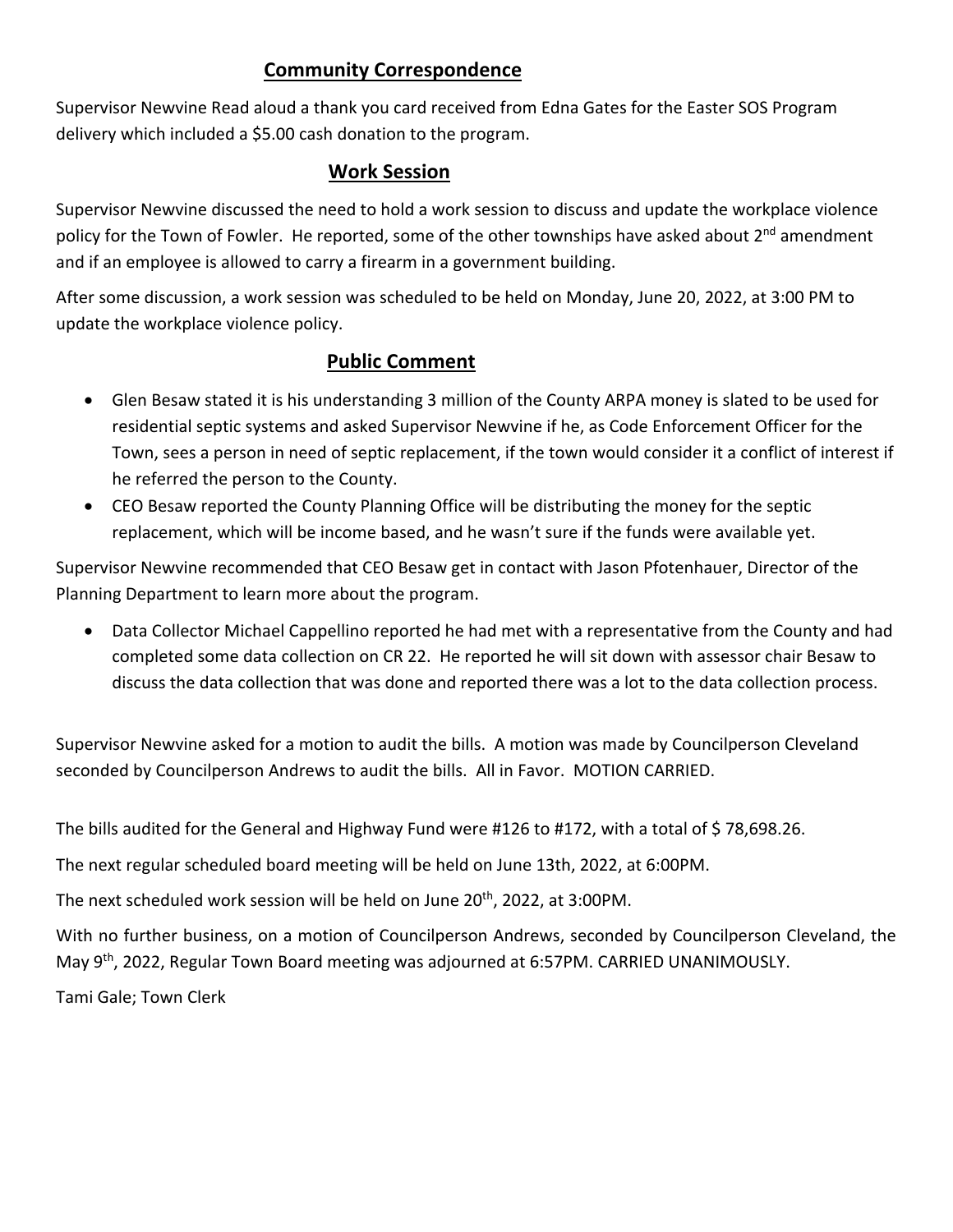## Community Correspondence

Supervisor Newvine Read aloud a thank you card received from Edna Gates for the Easter SOS Program delivery which included a $5.00 cash donation to the program.

## Work Session

Supervisor Newvine discussed the need to hold a work session to discuss and update the workplace violence policy for the Town of Fowler. He reported, some of the other townships have asked about 2nd amendment and if an employee is allowed to carry a firearm in a government building.

After some discussion, a work session was scheduled to be held on Monday, June 20, 2022, at 3:00 PM to update the workplace violence policy.

## Public Comment

- Glen Besaw stated it is his understanding 3 million of the County ARPA money is slated to be used for residential septic systems and asked Supervisor Newvine if he, as Code Enforcement Officer for the Town, sees a person in need of septic replacement, if the town would consider it a conflict of interest if he referred the person to the County.
- CEO Besaw reported the County Planning Office will be distributing the money for the septic replacement, which will be income based, and he wasn't sure if the funds were available yet.

Supervisor Newvine recommended that CEO Besaw get in contact with Jason Pfotenhauer, Director of the Planning Department to learn more about the program.

- Data Collector Michael Cappellino reported he had met with a representative from the County and had completed some data collection on CR 22. He reported he will sit down with assessor chair Besaw to discuss the data collection that was done and reported there was a lot to the data collection process.

Supervisor Newvine asked for a motion to audit the bills. A motion was made by Councilperson Cleveland seconded by Councilperson Andrews to audit the bills. All in Favor. MOTION CARRIED.

The bills audited for the General and Highway Fund were #126 to #172, with a total of $ 78,698.26.

The next regular scheduled board meeting will be held on June 13th, 2022, at 6:00PM.

The next scheduled work session will be held on June 20th, 2022, at 3:00PM.

With no further business, on a motion of Councilperson Andrews, seconded by Councilperson Cleveland, the May 9th, 2022, Regular Town Board meeting was adjourned at 6:57PM. CARRIED UNANIMOUSLY.

Tami Gale; Town Clerk